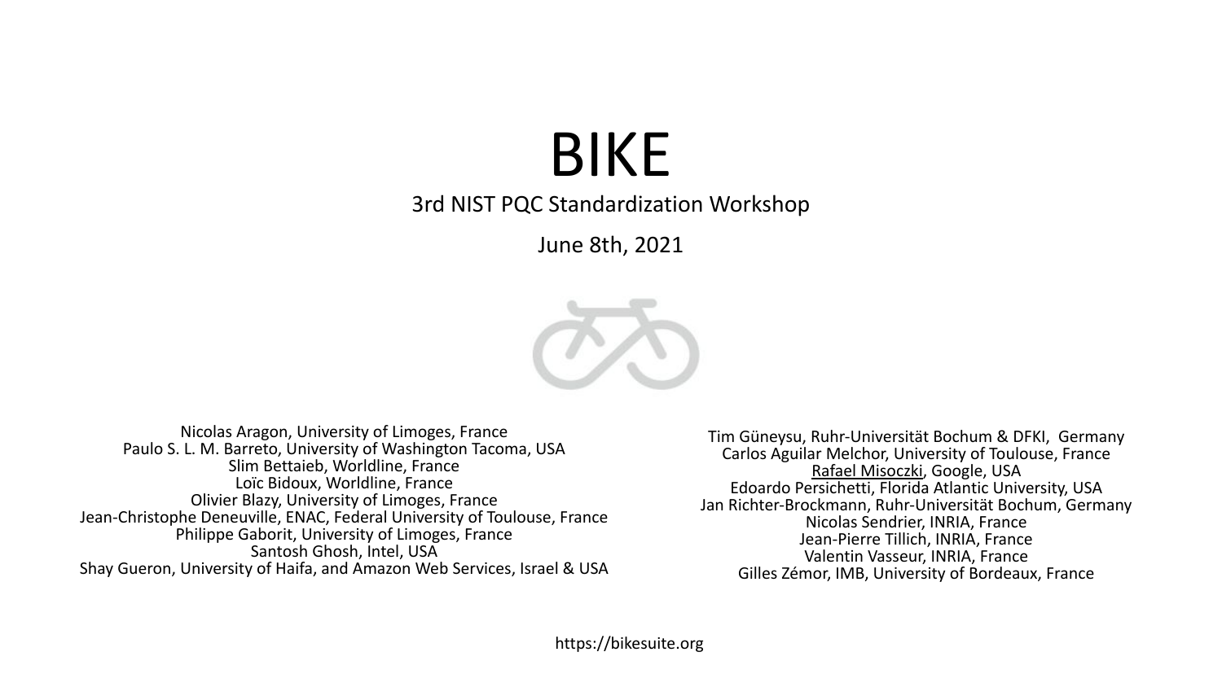# BIKE

3rd NIST PQC Standardization Workshop

June 8th, 2021

Nicolas Aragon, University of Limoges, France
Paulo S. L. M. Barreto, University of Washington Tacoma, USA
Slim Bettaieb, Worldline, France
Loïc Bidoux, Worldline, France
Olivier Blazy, University of Limoges, France
Jean-Christophe Deneuville, ENAC, Federal University of Toulouse, France
Philippe Gaborit, University of Limoges, France
Santosh Ghosh, Intel, USA
Shay Gueron, University of Haifa, and Amazon Web Services, Israel & USA
Tim Güneysu, Ruhr-Universität Bochum & DFKI, Germany
Carlos Aguilar Melchor, University of Toulouse, France
Rafael Misoczki, Google, USA
Edoardo Persichetti, Florida Atlantic University, USA
Jan Richter-Brockmann, Ruhr-Universität Bochum, Germany
Nicolas Sendrier, INRIA, France
Jean-Pierre Tillich, INRIA, France
Valentin Vasseur, INRIA, France
Gilles Zémor, IMB, University of Bordeaux, France

https://bikesuite.org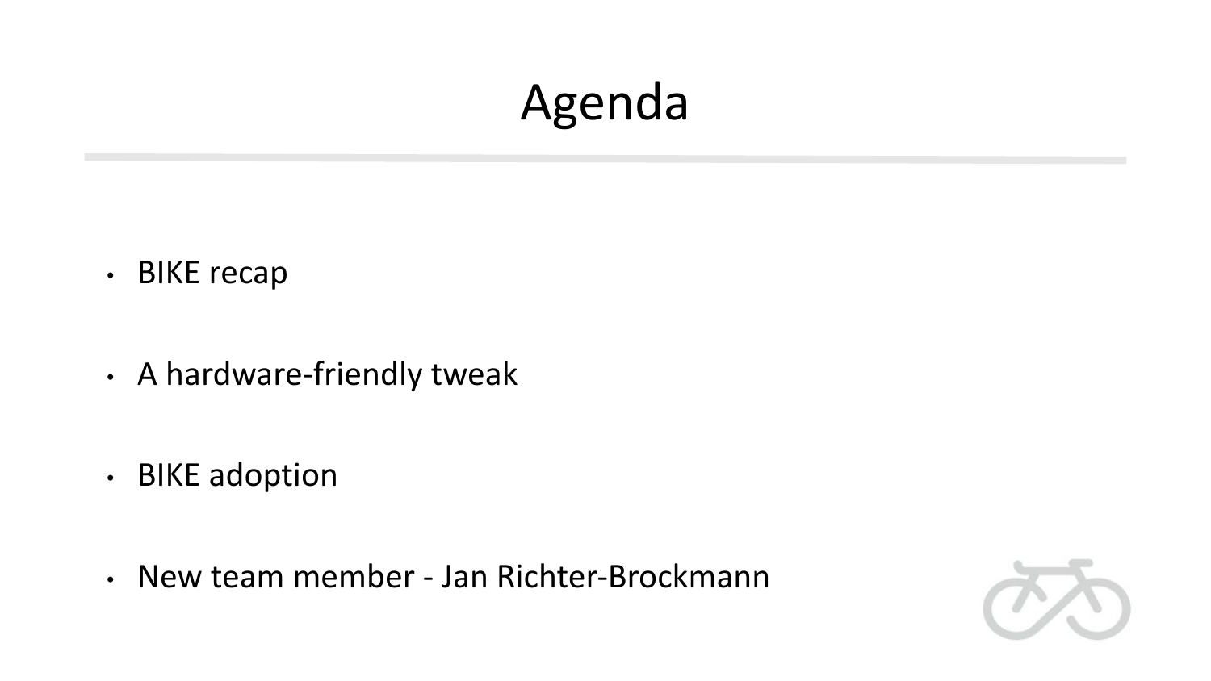# Agenda

- BIKE recap
- A hardware-friendly tweak
- BIKE adoption
- New team member - Jan Richter-Brockmann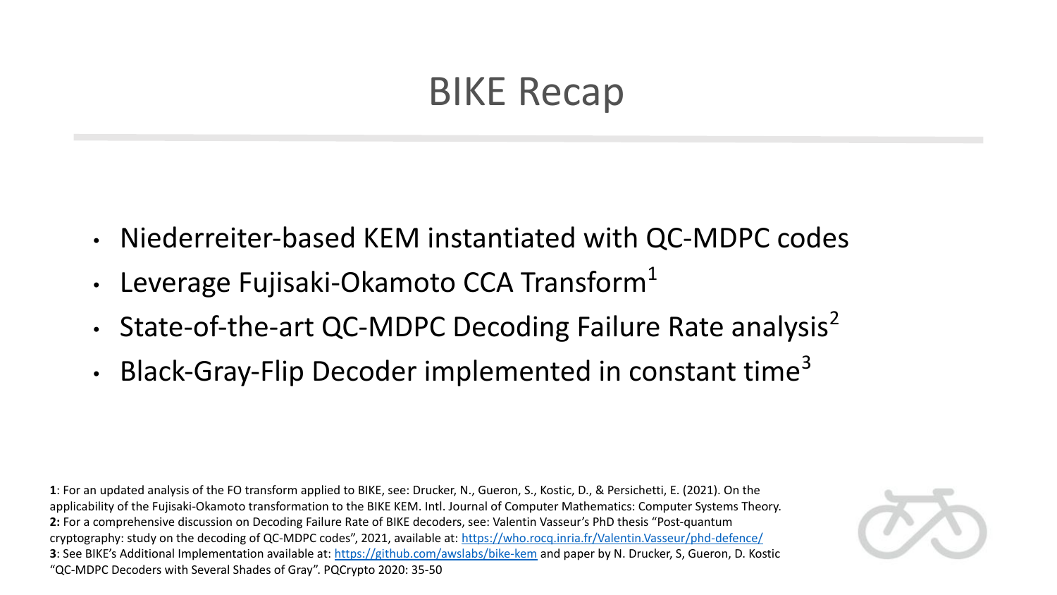# BIKE Recap

- Niederreiter-based KEM instantiated with QC-MDPC codes
- Leverage Fujisaki-Okamoto CCA Transform[1]
- State-of-the-art QC-MDPC Decoding Failure Rate analysis[2]
- Black-Gray-Flip Decoder implemented in constant time[3]

**1**: For an updated analysis of the FO transform applied to BIKE, see: Drucker, N., Gueron, S., Kostic, D., & Persichetti, E. (2021). On the applicability of the Fujisaki-Okamoto transformation to the BIKE KEM. Intl. Journal of Computer Mathematics: Computer Systems Theory.
**2:** For a comprehensive discussion on Decoding Failure Rate of BIKE decoders, see: Valentin Vasseur's PhD thesis "Post-quantum cryptography: study on the decoding of QC-MDPC codes", 2021, available at: https://who.rocq.inria.fr/Valentin.Vasseur/phd-defence/
**3**: See BIKE's Additional Implementation available at: https://github.com/awslabs/bike-kem and paper by N. Drucker, S, Gueron, D. Kostic "QC-MDPC Decoders with Several Shades of Gray". PQCrypto 2020: 35-50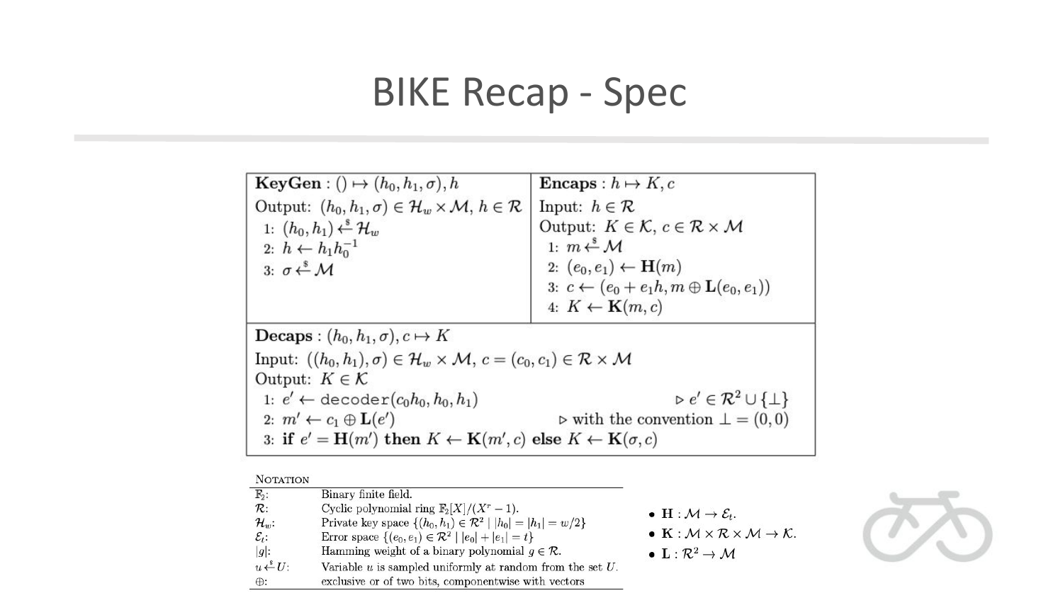# BIKE Recap - Spec

**KeyGen** : $() \mapsto (h_0, h_1, \sigma), h$

Output: $(h_0, h_1, \sigma) \in \mathcal{H}_w \times \mathcal{M}$, $h \in \mathcal{R}$

1: $(h_0, h_1) \xleftarrow{\$} \mathcal{H}_w$
2: $h \leftarrow h_1 h_0^{-1}$
3: $\sigma \xleftarrow{\$} \mathcal{M}$

**Encaps** : $h \mapsto K, c$

Input: $h \in \mathcal{R}$

Output: $K \in \mathcal{K}$, $c \in \mathcal{R} \times \mathcal{M}$

1: $m \xleftarrow{\$} \mathcal{M}$
2: $(e_0, e_1) \leftarrow \mathbf{H}(m)$
3: $c \leftarrow (e_0 + e_1 h, m \oplus \mathbf{L}(e_0, e_1))$
4: $K \leftarrow \mathbf{K}(m, c)$

**Decaps** : $(h_0, h_1, \sigma), c \mapsto K$

Input: $((h_0, h_1), \sigma) \in \mathcal{H}_w \times \mathcal{M}$, $c = (c_0, c_1) \in \mathcal{R} \times \mathcal{M}$

Output: $K \in \mathcal{K}$

1: $e' \leftarrow \texttt{decoder}(c_0 h_0, h_0, h_1)$ ▷ $e' \in \mathcal{R}^2 \cup \{\bot\}$
2: $m' \leftarrow c_1 \oplus \mathbf{L}(e')$ ▷ with the convention $\bot = (0, 0)$
3: **if** $e' = \mathbf{H}(m')$ **then** $K \leftarrow \mathbf{K}(m', c)$ **else** $K \leftarrow \mathbf{K}(\sigma, c)$

| NOTATION | |
|---|---|
| $\mathbb{F}_2$: | Binary finite field. |
| $\mathcal{R}$: | Cyclic polynomial ring $\mathbb{F}_2[X]/(X^r - 1)$. |
| $\mathcal{H}_w$: | Private key space $\{(h_0, h_1) \in \mathcal{R}^2 \mid \lvert h_0 \rvert = \lvert h_1 \rvert = w/2\}$ |
| $\mathcal{E}_t$: | Error space $\{(e_0, e_1) \in \mathcal{R}^2 \mid \lvert e_0 \rvert + \lvert e_1 \rvert = t\}$ |
| $\lvert g \rvert$: | Hamming weight of a binary polynomial $g \in \mathcal{R}$. |
| $u \xleftarrow{\$} U$: | Variable $u$ is sampled uniformly at random from the set $U$. |
| $\oplus$: | exclusive or of two bits, componentwise with vectors |

- $\mathbf{H} : \mathcal{M} \to \mathcal{E}_t$.
- $\mathbf{K} : \mathcal{M} \times \mathcal{R} \times \mathcal{M} \to \mathcal{K}$.
- $\mathbf{L} : \mathcal{R}^2 \to \mathcal{M}$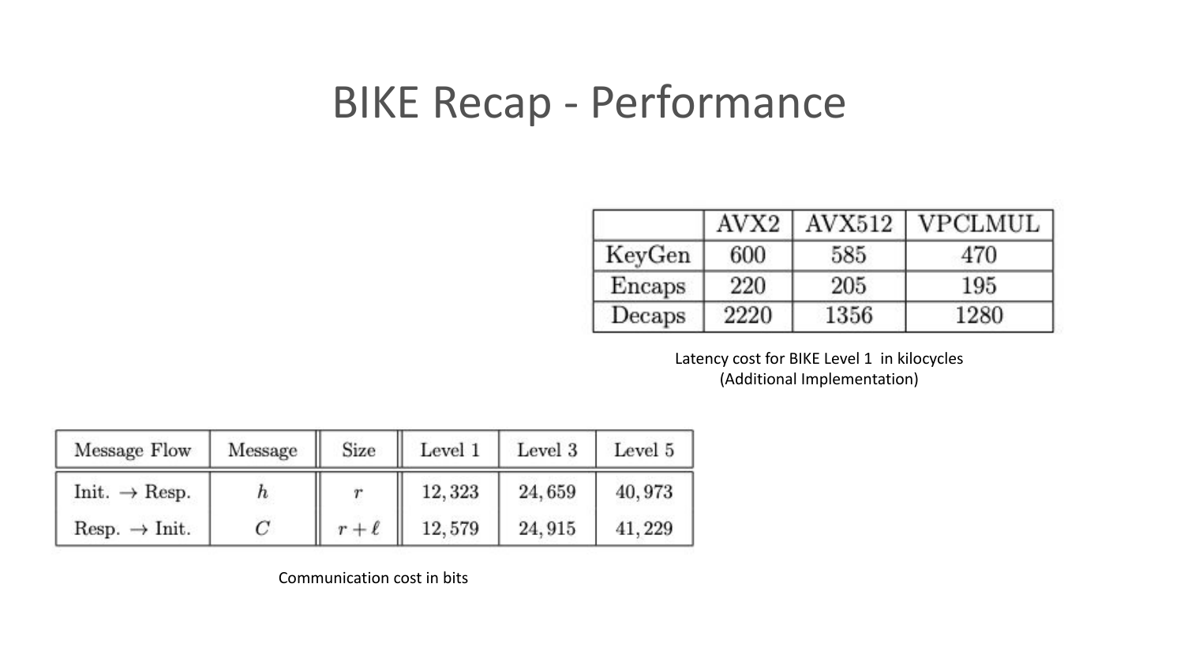# BIKE Recap - Performance

| | AVX2 | AVX512 | VPCLMUL |
|---|---|---|---|
| KeyGen | 600 | 585 | 470 |
| Encaps | 220 | 205 | 195 |
| Decaps | 2220 | 1356 | 1280 |

Latency cost for BIKE Level 1 in kilocycles
(Additional Implementation)

| Message Flow | Message | Size | Level 1 | Level 3 | Level 5 |
|---|---|---|---|---|---|
| Init. $\rightarrow$ Resp. | $h$ | $r$ | 12,323 | 24,659 | 40,973 |
| Resp. $\rightarrow$ Init. | $C$ | $r + \ell$ | 12,579 | 24,915 | 41,229 |

Communication cost in bits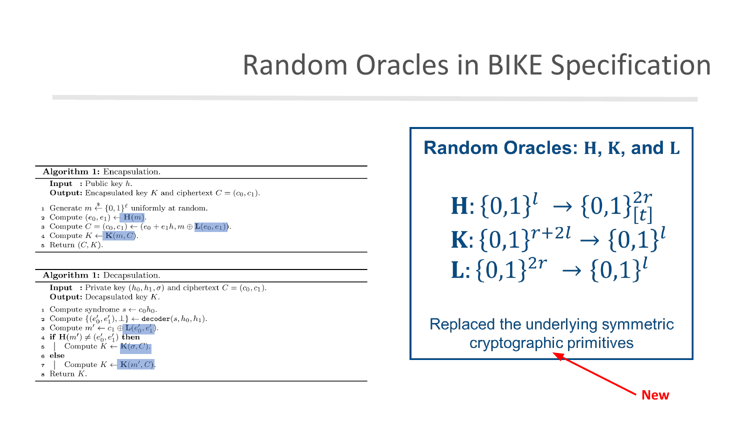# Random Oracles in BIKE Specification

**Algorithm 1:** Encapsulation.

**Input** : Public key $h$.
**Output:** Encapsulated key $K$ and ciphertext $C = (c_0, c_1)$.

1. Generate $m \xleftarrow{\$} \{0,1\}^\ell$ uniformly at random.
2. Compute $(e_0, e_1) \leftarrow \mathbf{H}(m)$.
3. Compute $C = (c_0, c_1) \leftarrow (e_0 + e_1 h, m \oplus \mathbf{L}(e_0, e_1))$.
4. Compute $K \leftarrow \mathbf{K}(m, C)$.
5. Return $(C, K)$.

**Algorithm 1:** Decapsulation.

**Input** : Private key $(h_0, h_1, \sigma)$ and ciphertext $C = (c_0, c_1)$.
**Output:** Decapsulated key $K$.

1. Compute syndrome $s \leftarrow c_0 h_0$.
2. Compute $\{(e_0', e_1'), \perp\} \leftarrow$ `decoder`$(s, h_0, h_1)$.
3. Compute $m' \leftarrow c_1 \oplus \mathbf{L}(e_0', e_1')$.
4. **if** $\mathbf{H}(m') \neq (e_0', e_1')$ **then**
5. | Compute $K \leftarrow \mathbf{K}(\sigma, C)$.
6. **else**
7. | Compute $K \leftarrow \mathbf{K}(m', C)$.
8. Return $K$.

**Random Oracles: H, K, and L**

$$\mathbf{H}: \{0,1\}^l \rightarrow \{0,1\}^{2r}_{[t]}$$

$$\mathbf{K}: \{0,1\}^{r+2l} \rightarrow \{0,1\}^l$$

$$\mathbf{L}: \{0,1\}^{2r} \rightarrow \{0,1\}^l$$

Replaced the underlying symmetric cryptographic primitives

**New**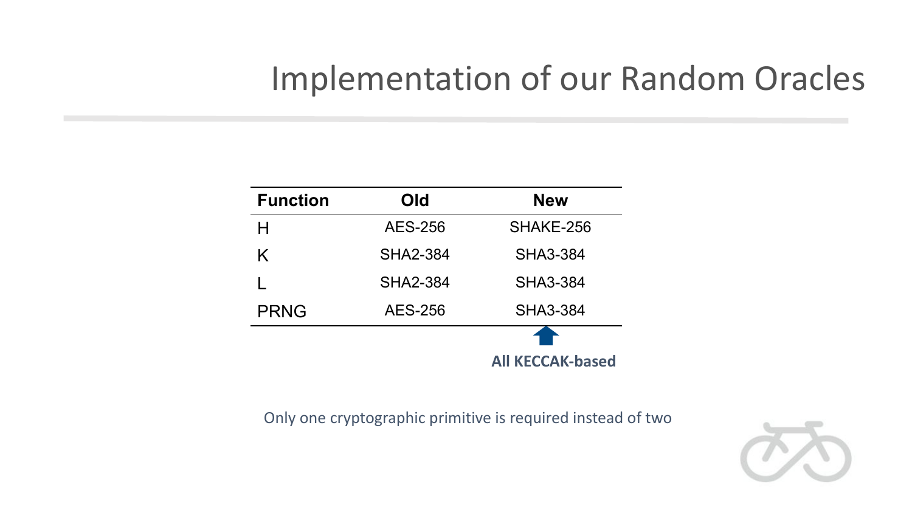# Implementation of our Random Oracles

| Function | Old | New |
|---|---|---|
| H | AES-256 | SHAKE-256 |
| K | SHA2-384 | SHA3-384 |
| L | SHA2-384 | SHA3-384 |
| PRNG | AES-256 | SHA3-384 |

**All KECCAK-based**

Only one cryptographic primitive is required instead of two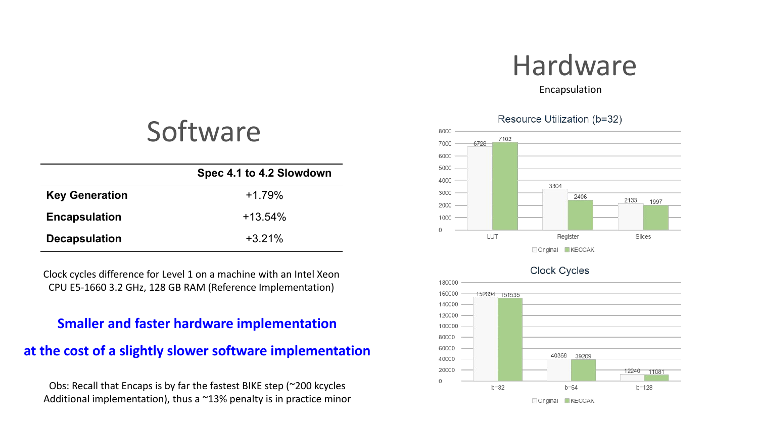# Software

| | Spec 4.1 to 4.2 Slowdown |
|---|---|
| **Key Generation** | +1.79% |
| **Encapsulation** | +13.54% |
| **Decapsulation** | +3.21% |

Clock cycles difference for Level 1 on a machine with an Intel Xeon CPU E5-1660 3.2 GHz, 128 GB RAM (Reference Implementation)

**Smaller and faster hardware implementation**

**at the cost of a slightly slower software implementation**

Obs: Recall that Encaps is by far the fastest BIKE step (~200 kcycles Additional implementation), thus a ~13% penalty is in practice minor

# Hardware

Encapsulation

Resource Utilization (b=32)

| | Original | KECCAK |
|---|---|---|
| LUT | 6728 | 7102 |
| Register | 3304 | 2406 |
| Slices | 2133 | 1997 |

Clock Cycles

| | Original | KECCAK |
|---|---|---|
| b=32 | 152694 | 151535 |
| b=64 | 40368 | 39209 |
| b=128 | 12240 | 11081 |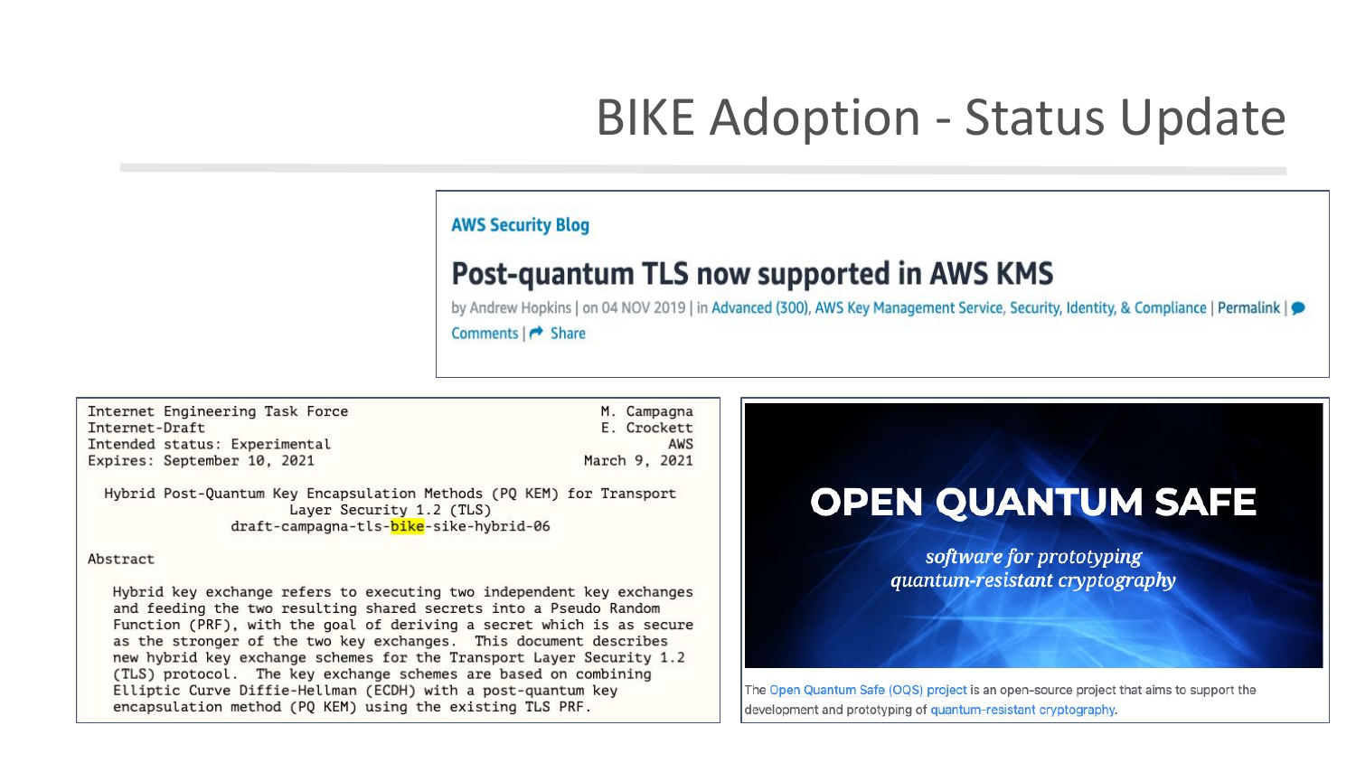# BIKE Adoption - Status Update

**AWS Security Blog**

## Post-quantum TLS now supported in AWS KMS

by Andrew Hopkins | on 04 NOV 2019 | in Advanced (300), AWS Key Management Service, Security, Identity, & Compliance | Permalink | Comments | Share

```
Internet Engineering Task Force                              M. Campagna
Internet-Draft                                                E. Crockett
Intended status: Experimental                                        AWS
Expires: September 10, 2021                                March 9, 2021

  Hybrid Post-Quantum Key Encapsulation Methods (PQ KEM) for Transport
                          Layer Security 1.2 (TLS)
              draft-campagna-tls-bike-sike-hybrid-06

Abstract

   Hybrid key exchange refers to executing two independent key exchanges
   and feeding the two resulting shared secrets into a Pseudo Random
   Function (PRF), with the goal of deriving a secret which is as secure
   as the stronger of the two key exchanges.  This document describes
   new hybrid key exchange schemes for the Transport Layer Security 1.2
   (TLS) protocol.  The key exchange schemes are based on combining
   Elliptic Curve Diffie-Hellman (ECDH) with a post-quantum key
   encapsulation method (PQ KEM) using the existing TLS PRF.
```

**OPEN QUANTUM SAFE**

*software for prototyping quantum-resistant cryptography*

The Open Quantum Safe (OQS) project is an open-source project that aims to support the development and prototyping of quantum-resistant cryptography.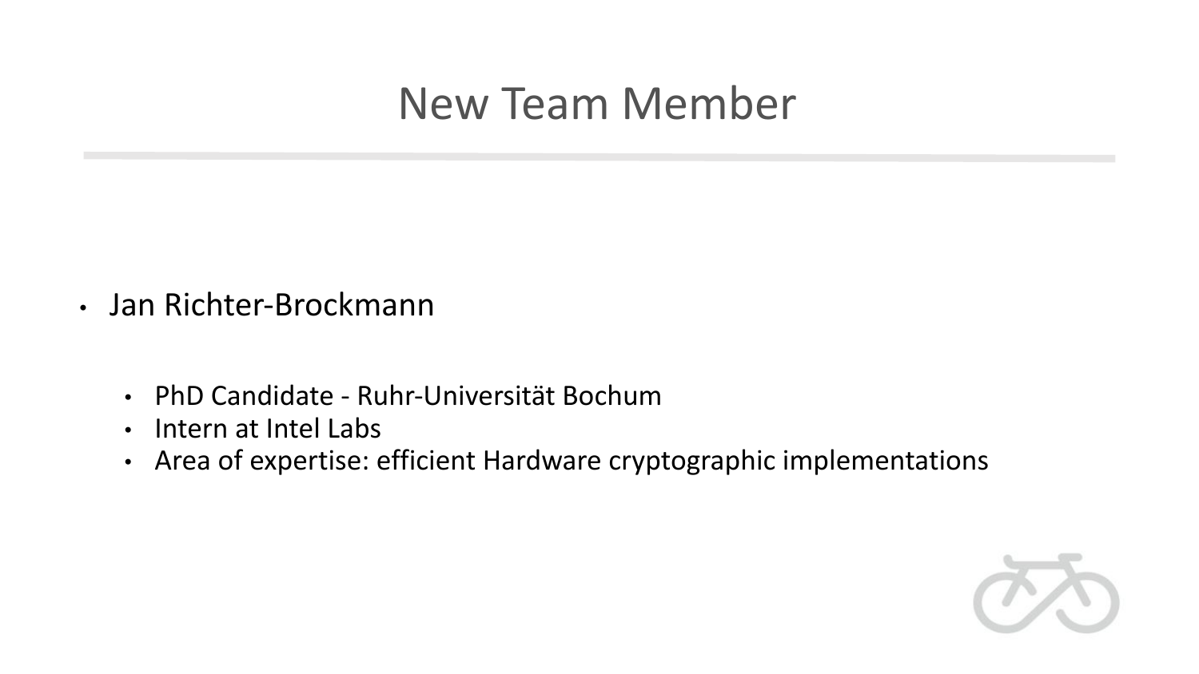# New Team Member

- Jan Richter-Brockmann
  - PhD Candidate - Ruhr-Universität Bochum
  - Intern at Intel Labs
  - Area of expertise: efficient Hardware cryptographic implementations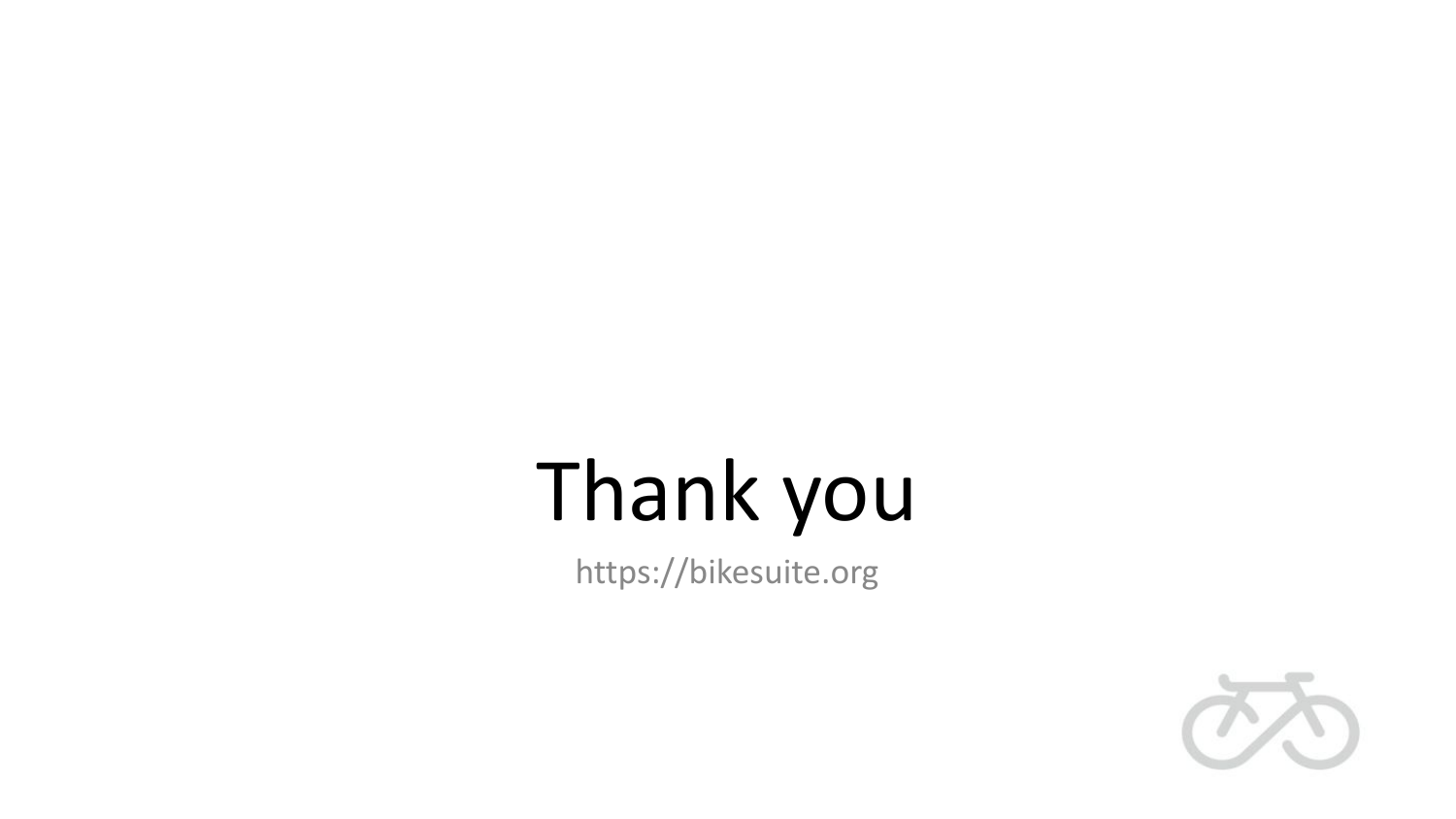# Thank you

https://bikesuite.org